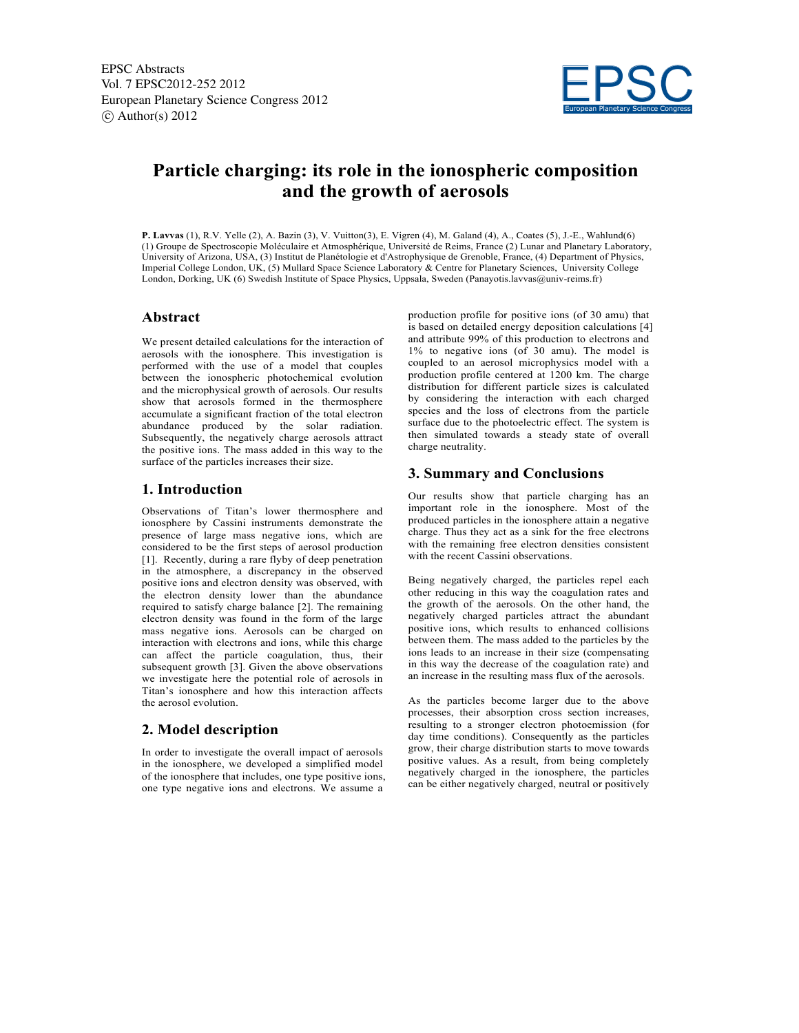# Particle charging: its role in the ionospheric composition and the growth of aerosols

**P. Lavvas** (1), R.V. Yelle (2), A. Bazin (3), V. Vuitton(3), E. Vigren (4), M. Galand (4), A., Coates (5), J.-E., Wahlund(6)
(1) Groupe de Spectroscopie Moléculaire et Atmosphérique, Université de Reims, France (2) Lunar and Planetary Laboratory, University of Arizona, USA, (3) Institut de Planétologie et d'Astrophysique de Grenoble, France, (4) Department of Physics, Imperial College London, UK, (5) Mullard Space Science Laboratory & Centre for Planetary Sciences, University College London, Dorking, UK (6) Swedish Institute of Space Physics, Uppsala, Sweden (Panayotis.lavvas@univ-reims.fr)

## Abstract

We present detailed calculations for the interaction of aerosols with the ionosphere. This investigation is performed with the use of a model that couples between the ionospheric photochemical evolution and the microphysical growth of aerosols. Our results show that aerosols formed in the thermosphere accumulate a significant fraction of the total electron abundance produced by the solar radiation. Subsequently, the negatively charge aerosols attract the positive ions. The mass added in this way to the surface of the particles increases their size.

## 1. Introduction

Observations of Titan's lower thermosphere and ionosphere by Cassini instruments demonstrate the presence of large mass negative ions, which are considered to be the first steps of aerosol production [1]. Recently, during a rare flyby of deep penetration in the atmosphere, a discrepancy in the observed positive ions and electron density was observed, with the electron density lower than the abundance required to satisfy charge balance [2]. The remaining electron density was found in the form of the large mass negative ions. Aerosols can be charged on interaction with electrons and ions, while this charge can affect the particle coagulation, thus, their subsequent growth [3]. Given the above observations we investigate here the potential role of aerosols in Titan's ionosphere and how this interaction affects the aerosol evolution.

## 2. Model description

In order to investigate the overall impact of aerosols in the ionosphere, we developed a simplified model of the ionosphere that includes, one type positive ions, one type negative ions and electrons. We assume a production profile for positive ions (of 30 amu) that is based on detailed energy deposition calculations [4] and attribute 99% of this production to electrons and 1% to negative ions (of 30 amu). The model is coupled to an aerosol microphysics model with a production profile centered at 1200 km. The charge distribution for different particle sizes is calculated by considering the interaction with each charged species and the loss of electrons from the particle surface due to the photoelectric effect. The system is then simulated towards a steady state of overall charge neutrality.

## 3. Summary and Conclusions

Our results show that particle charging has an important role in the ionosphere. Most of the produced particles in the ionosphere attain a negative charge. Thus they act as a sink for the free electrons with the remaining free electron densities consistent with the recent Cassini observations.

Being negatively charged, the particles repel each other reducing in this way the coagulation rates and the growth of the aerosols. On the other hand, the negatively charged particles attract the abundant positive ions, which results to enhanced collisions between them. The mass added to the particles by the ions leads to an increase in their size (compensating in this way the decrease of the coagulation rate) and an increase in the resulting mass flux of the aerosols.

As the particles become larger due to the above processes, their absorption cross section increases, resulting to a stronger electron photoemission (for day time conditions). Consequently as the particles grow, their charge distribution starts to move towards positive values. As a result, from being completely negatively charged in the ionosphere, the particles can be either negatively charged, neutral or positively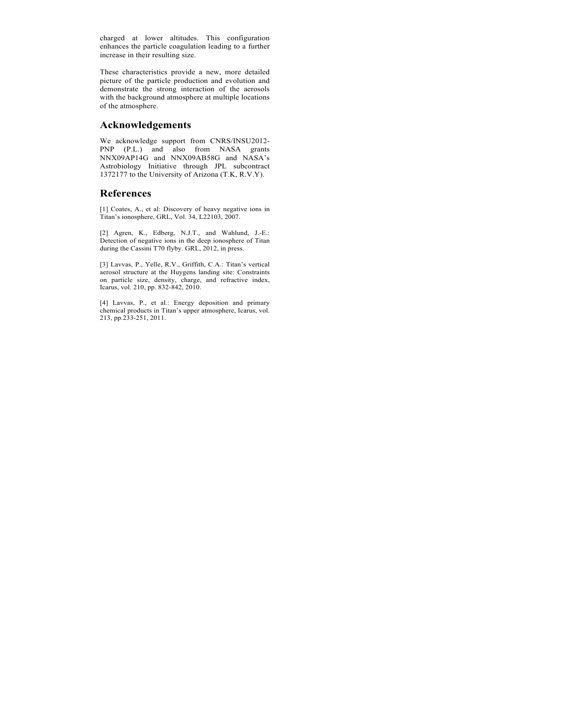charged at lower altitudes. This configuration enhances the particle coagulation leading to a further increase in their resulting size.

These characteristics provide a new, more detailed picture of the particle production and evolution and demonstrate the strong interaction of the aerosols with the background atmosphere at multiple locations of the atmosphere.

## Acknowledgements

We acknowledge support from CNRS/INSU2012-PNP (P.L.) and also from NASA grants NNX09AP14G and NNX09AB58G and NASA's Astrobiology Initiative through JPL subcontract 1372177 to the University of Arizona (T.K, R.V.Y).

## References

[1] Coates, A., et al: Discovery of heavy negative ions in Titan's ionosphere, GRL, Vol. 34, L22103, 2007.

[2] Agren, K., Edberg, N.J.T., and Wahlund, J.-E.: Detection of negative ions in the deep ionosphere of Titan during the Cassini T70 flyby. GRL, 2012, in press.

[3] Lavvas, P., Yelle, R.V., Griffith, C.A.: Titan's vertical aerosol structure at the Huygens landing site: Constraints on particle size, density, charge, and refractive index, Icarus, vol. 210, pp. 832-842, 2010.

[4] Lavvas, P., et al.: Energy deposition and primary chemical products in Titan's upper atmosphere, Icarus, vol. 213, pp.233-251, 2011.